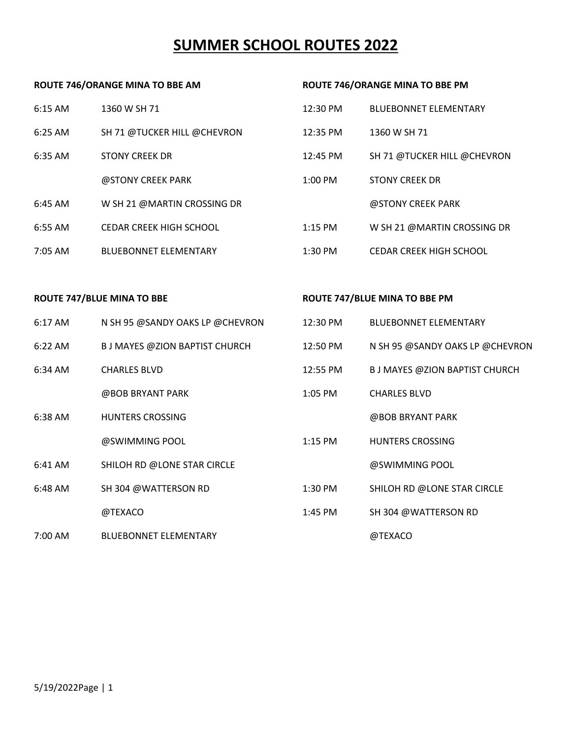# SUMMER SCHOOL ROUTES 2022

**ROUTE 746/ORANGE MINA TO BBE AM**

| | |
|---|---|
| 6:15 AM | 1360 W SH 71 |
| 6:25 AM | SH 71 @TUCKER HILL @CHEVRON |
| 6:35 AM | STONY CREEK DR @STONY CREEK PARK |
| 6:45 AM | W SH 21 @MARTIN CROSSING DR |
| 6:55 AM | CEDAR CREEK HIGH SCHOOL |
| 7:05 AM | BLUEBONNET ELEMENTARY |

**ROUTE 746/ORANGE MINA TO BBE PM**

| | |
|---|---|
| 12:30 PM | BLUEBONNET ELEMENTARY |
| 12:35 PM | 1360 W SH 71 |
| 12:45 PM | SH 71 @TUCKER HILL @CHEVRON |
| 1:00 PM | STONY CREEK DR @STONY CREEK PARK |
| 1:15 PM | W SH 21 @MARTIN CROSSING DR |
| 1:30 PM | CEDAR CREEK HIGH SCHOOL |

**ROUTE 747/BLUE MINA TO BBE**

| | |
|---|---|
| 6:17 AM | N SH 95 @SANDY OAKS LP @CHEVRON |
| 6:22 AM | B J MAYES @ZION BAPTIST CHURCH |
| 6:34 AM | CHARLES BLVD @BOB BRYANT PARK |
| 6:38 AM | HUNTERS CROSSING @SWIMMING POOL |
| 6:41 AM | SHILOH RD @LONE STAR CIRCLE |
| 6:48 AM | SH 304 @WATTERSON RD @TEXACO |
| 7:00 AM | BLUEBONNET ELEMENTARY |

**ROUTE 747/BLUE MINA TO BBE PM**

| | |
|---|---|
| 12:30 PM | BLUEBONNET ELEMENTARY |
| 12:50 PM | N SH 95 @SANDY OAKS LP @CHEVRON |
| 12:55 PM | B J MAYES @ZION BAPTIST CHURCH |
| 1:05 PM | CHARLES BLVD @BOB BRYANT PARK |
| 1:15 PM | HUNTERS CROSSING @SWIMMING POOL |
| 1:30 PM | SHILOH RD @LONE STAR CIRCLE |
| 1:45 PM | SH 304 @WATTERSON RD @TEXACO |

5/19/2022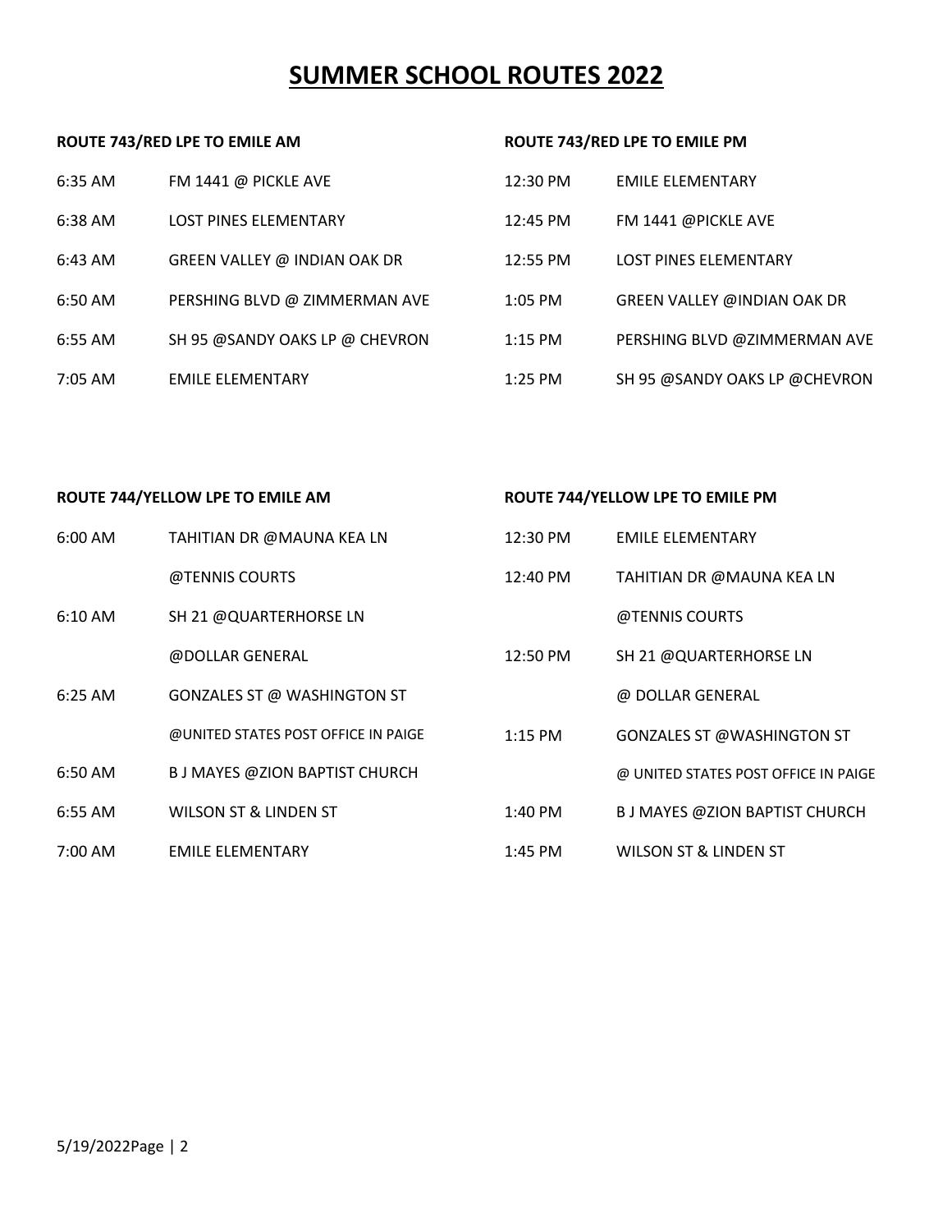# SUMMER SCHOOL ROUTES 2022

**ROUTE 743/RED LPE TO EMILE AM**

| | |
|---|---|
| 6:35 AM | FM 1441 @ PICKLE AVE |
| 6:38 AM | LOST PINES ELEMENTARY |
| 6:43 AM | GREEN VALLEY @ INDIAN OAK DR |
| 6:50 AM | PERSHING BLVD @ ZIMMERMAN AVE |
| 6:55 AM | SH 95 @SANDY OAKS LP @ CHEVRON |
| 7:05 AM | EMILE ELEMENTARY |

**ROUTE 743/RED LPE TO EMILE PM**

| | |
|---|---|
| 12:30 PM | EMILE ELEMENTARY |
| 12:45 PM | FM 1441 @PICKLE AVE |
| 12:55 PM | LOST PINES ELEMENTARY |
| 1:05 PM | GREEN VALLEY @INDIAN OAK DR |
| 1:15 PM | PERSHING BLVD @ZIMMERMAN AVE |
| 1:25 PM | SH 95 @SANDY OAKS LP @CHEVRON |

**ROUTE 744/YELLOW LPE TO EMILE AM**

| | |
|---|---|
| 6:00 AM | TAHITIAN DR @MAUNA KEA LN @TENNIS COURTS |
| 6:10 AM | SH 21 @QUARTERHORSE LN @DOLLAR GENERAL |
| 6:25 AM | GONZALES ST @ WASHINGTON ST @UNITED STATES POST OFFICE IN PAIGE |
| 6:50 AM | B J MAYES @ZION BAPTIST CHURCH |
| 6:55 AM | WILSON ST & LINDEN ST |
| 7:00 AM | EMILE ELEMENTARY |

**ROUTE 744/YELLOW LPE TO EMILE PM**

| | |
|---|---|
| 12:30 PM | EMILE ELEMENTARY |
| 12:40 PM | TAHITIAN DR @MAUNA KEA LN @TENNIS COURTS |
| 12:50 PM | SH 21 @QUARTERHORSE LN @ DOLLAR GENERAL |
| 1:15 PM | GONZALES ST @WASHINGTON ST @ UNITED STATES POST OFFICE IN PAIGE |
| 1:40 PM | B J MAYES @ZION BAPTIST CHURCH |
| 1:45 PM | WILSON ST & LINDEN ST |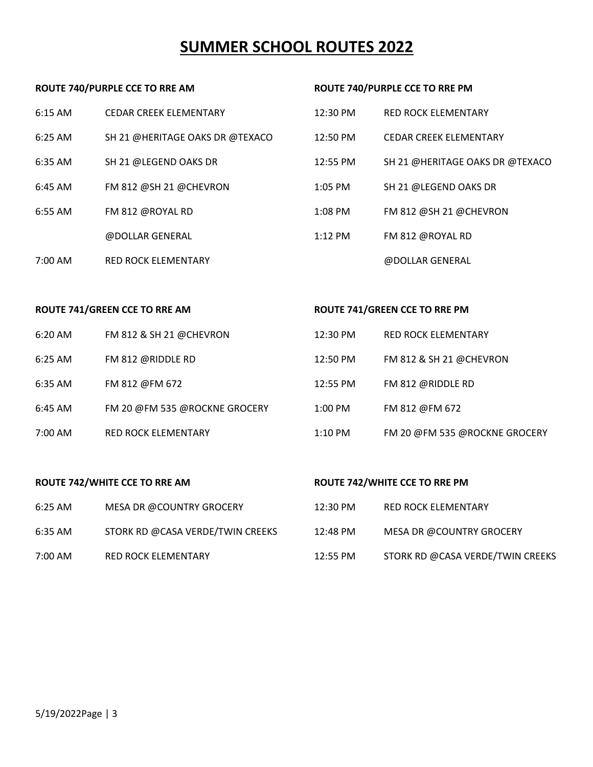# SUMMER SCHOOL ROUTES 2022

**ROUTE 740/PURPLE CCE TO RRE AM**

| | |
|---|---|
| 6:15 AM | CEDAR CREEK ELEMENTARY |
| 6:25 AM | SH 21 @HERITAGE OAKS DR @TEXACO |
| 6:35 AM | SH 21 @LEGEND OAKS DR |
| 6:45 AM | FM 812 @SH 21 @CHEVRON |
| 6:55 AM | FM 812 @ROYAL RD @DOLLAR GENERAL |
| 7:00 AM | RED ROCK ELEMENTARY |

**ROUTE 740/PURPLE CCE TO RRE PM**

| | |
|---|---|
| 12:30 PM | RED ROCK ELEMENTARY |
| 12:50 PM | CEDAR CREEK ELEMENTARY |
| 12:55 PM | SH 21 @HERITAGE OAKS DR @TEXACO |
| 1:05 PM | SH 21 @LEGEND OAKS DR |
| 1:08 PM | FM 812 @SH 21 @CHEVRON |
| 1:12 PM | FM 812 @ROYAL RD @DOLLAR GENERAL |

**ROUTE 741/GREEN CCE TO RRE AM**

| | |
|---|---|
| 6:20 AM | FM 812 & SH 21 @CHEVRON |
| 6:25 AM | FM 812 @RIDDLE RD |
| 6:35 AM | FM 812 @FM 672 |
| 6:45 AM | FM 20 @FM 535 @ROCKNE GROCERY |
| 7:00 AM | RED ROCK ELEMENTARY |

**ROUTE 741/GREEN CCE TO RRE PM**

| | |
|---|---|
| 12:30 PM | RED ROCK ELEMENTARY |
| 12:50 PM | FM 812 & SH 21 @CHEVRON |
| 12:55 PM | FM 812 @RIDDLE RD |
| 1:00 PM | FM 812 @FM 672 |
| 1:10 PM | FM 20 @FM 535 @ROCKNE GROCERY |

**ROUTE 742/WHITE CCE TO RRE AM**

| | |
|---|---|
| 6:25 AM | MESA DR @COUNTRY GROCERY |
| 6:35 AM | STORK RD @CASA VERDE/TWIN CREEKS |
| 7:00 AM | RED ROCK ELEMENTARY |

**ROUTE 742/WHITE CCE TO RRE PM**

| | |
|---|---|
| 12:30 PM | RED ROCK ELEMENTARY |
| 12:48 PM | MESA DR @COUNTRY GROCERY |
| 12:55 PM | STORK RD @CASA VERDE/TWIN CREEKS |

5/19/2022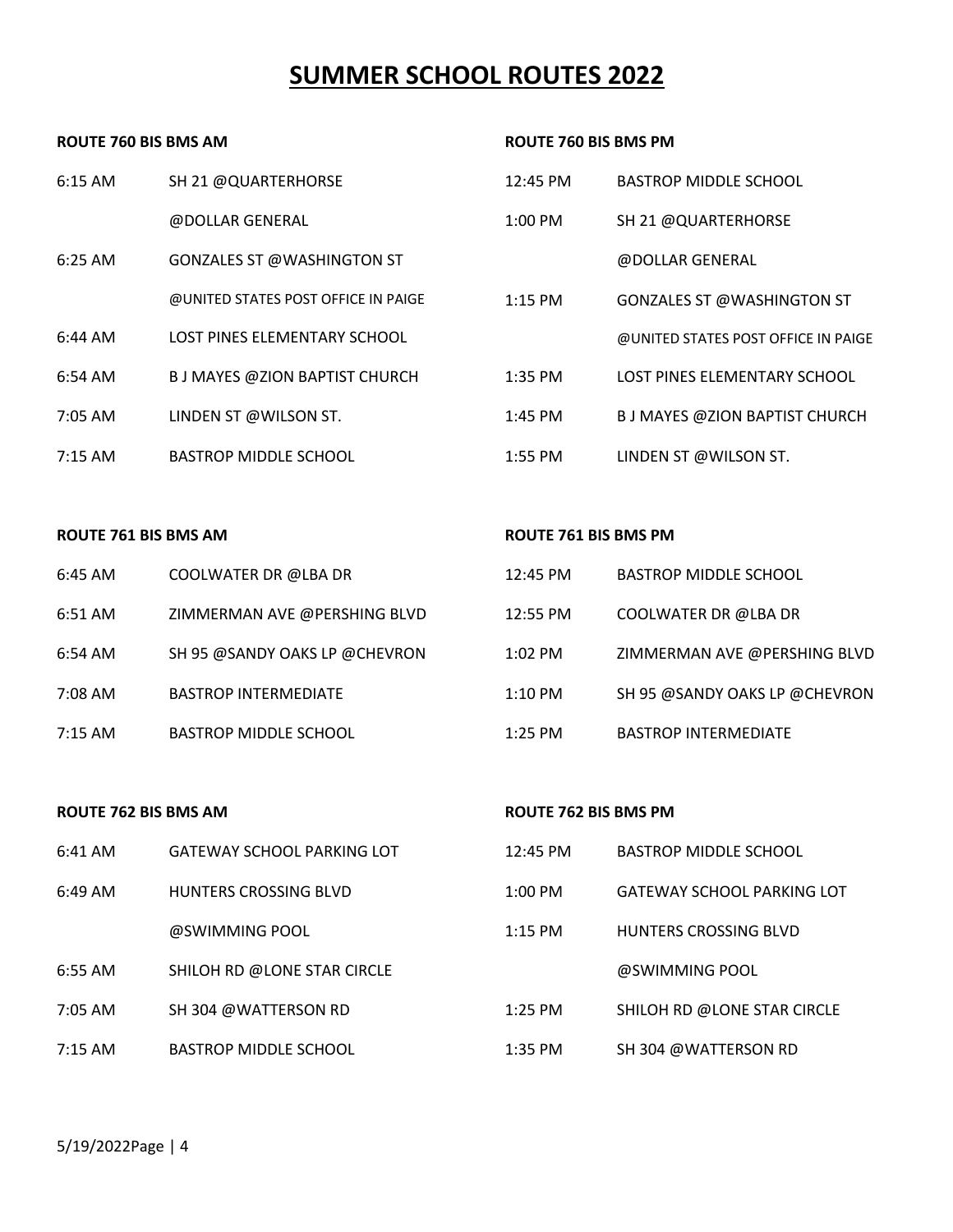# SUMMER SCHOOL ROUTES 2022

**ROUTE 760 BIS BMS AM**

| | |
|---|---|
| 6:15 AM | SH 21 @QUARTERHORSE @DOLLAR GENERAL |
| 6:25 AM | GONZALES ST @WASHINGTON ST @UNITED STATES POST OFFICE IN PAIGE |
| 6:44 AM | LOST PINES ELEMENTARY SCHOOL |
| 6:54 AM | B J MAYES @ZION BAPTIST CHURCH |
| 7:05 AM | LINDEN ST @WILSON ST. |
| 7:15 AM | BASTROP MIDDLE SCHOOL |

**ROUTE 760 BIS BMS PM**

| | |
|---|---|
| 12:45 PM | BASTROP MIDDLE SCHOOL |
| 1:00 PM | SH 21 @QUARTERHORSE @DOLLAR GENERAL |
| 1:15 PM | GONZALES ST @WASHINGTON ST @UNITED STATES POST OFFICE IN PAIGE |
| 1:35 PM | LOST PINES ELEMENTARY SCHOOL |
| 1:45 PM | B J MAYES @ZION BAPTIST CHURCH |
| 1:55 PM | LINDEN ST @WILSON ST. |

**ROUTE 761 BIS BMS AM**

| | |
|---|---|
| 6:45 AM | COOLWATER DR @LBA DR |
| 6:51 AM | ZIMMERMAN AVE @PERSHING BLVD |
| 6:54 AM | SH 95 @SANDY OAKS LP @CHEVRON |
| 7:08 AM | BASTROP INTERMEDIATE |
| 7:15 AM | BASTROP MIDDLE SCHOOL |

**ROUTE 761 BIS BMS PM**

| | |
|---|---|
| 12:45 PM | BASTROP MIDDLE SCHOOL |
| 12:55 PM | COOLWATER DR @LBA DR |
| 1:02 PM | ZIMMERMAN AVE @PERSHING BLVD |
| 1:10 PM | SH 95 @SANDY OAKS LP @CHEVRON |
| 1:25 PM | BASTROP INTERMEDIATE |

**ROUTE 762 BIS BMS AM**

| | |
|---|---|
| 6:41 AM | GATEWAY SCHOOL PARKING LOT |
| 6:49 AM | HUNTERS CROSSING BLVD @SWIMMING POOL |
| 6:55 AM | SHILOH RD @LONE STAR CIRCLE |
| 7:05 AM | SH 304 @WATTERSON RD |
| 7:15 AM | BASTROP MIDDLE SCHOOL |

**ROUTE 762 BIS BMS PM**

| | |
|---|---|
| 12:45 PM | BASTROP MIDDLE SCHOOL |
| 1:00 PM | GATEWAY SCHOOL PARKING LOT |
| 1:15 PM | HUNTERS CROSSING BLVD @SWIMMING POOL |
| 1:25 PM | SHILOH RD @LONE STAR CIRCLE |
| 1:35 PM | SH 304 @WATTERSON RD |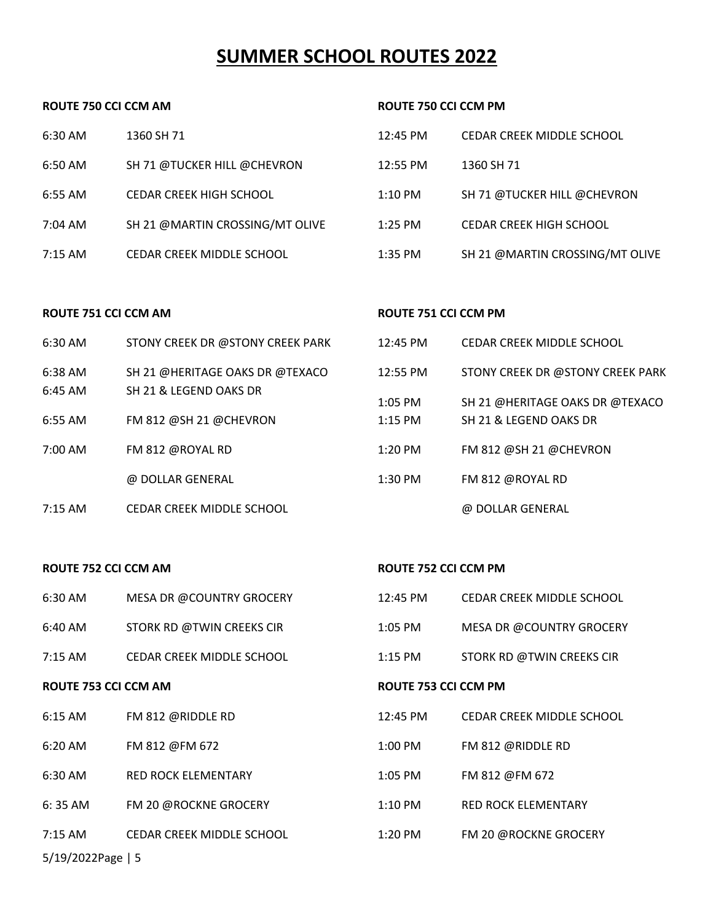# SUMMER SCHOOL ROUTES 2022

**ROUTE 750 CCI CCM AM**

| | |
|---|---|
| 6:30 AM | 1360 SH 71 |
| 6:50 AM | SH 71 @TUCKER HILL @CHEVRON |
| 6:55 AM | CEDAR CREEK HIGH SCHOOL |
| 7:04 AM | SH 21 @MARTIN CROSSING/MT OLIVE |
| 7:15 AM | CEDAR CREEK MIDDLE SCHOOL |

**ROUTE 750 CCI CCM PM**

| | |
|---|---|
| 12:45 PM | CEDAR CREEK MIDDLE SCHOOL |
| 12:55 PM | 1360 SH 71 |
| 1:10 PM | SH 71 @TUCKER HILL @CHEVRON |
| 1:25 PM | CEDAR CREEK HIGH SCHOOL |
| 1:35 PM | SH 21 @MARTIN CROSSING/MT OLIVE |

**ROUTE 751 CCI CCM AM**

| | |
|---|---|
| 6:30 AM | STONY CREEK DR @STONY CREEK PARK |
| 6:38 AM | SH 21 @HERITAGE OAKS DR @TEXACO |
| 6:45 AM | SH 21 & LEGEND OAKS DR |
| 6:55 AM | FM 812 @SH 21 @CHEVRON |
| 7:00 AM | FM 812 @ROYAL RD |
| | @ DOLLAR GENERAL |
| 7:15 AM | CEDAR CREEK MIDDLE SCHOOL |

**ROUTE 751 CCI CCM PM**

| | |
|---|---|
| 12:45 PM | CEDAR CREEK MIDDLE SCHOOL |
| 12:55 PM | STONY CREEK DR @STONY CREEK PARK |
| 1:05 PM | SH 21 @HERITAGE OAKS DR @TEXACO |
| 1:15 PM | SH 21 & LEGEND OAKS DR |
| 1:20 PM | FM 812 @SH 21 @CHEVRON |
| 1:30 PM | FM 812 @ROYAL RD |
| | @ DOLLAR GENERAL |

**ROUTE 752 CCI CCM AM**

| | |
|---|---|
| 6:30 AM | MESA DR @COUNTRY GROCERY |
| 6:40 AM | STORK RD @TWIN CREEKS CIR |
| 7:15 AM | CEDAR CREEK MIDDLE SCHOOL |

**ROUTE 752 CCI CCM PM**

| | |
|---|---|
| 12:45 PM | CEDAR CREEK MIDDLE SCHOOL |
| 1:05 PM | MESA DR @COUNTRY GROCERY |
| 1:15 PM | STORK RD @TWIN CREEKS CIR |

**ROUTE 753 CCI CCM AM**

| | |
|---|---|
| 6:15 AM | FM 812 @RIDDLE RD |
| 6:20 AM | FM 812 @FM 672 |
| 6:30 AM | RED ROCK ELEMENTARY |
| 6: 35 AM | FM 20 @ROCKNE GROCERY |
| 7:15 AM | CEDAR CREEK MIDDLE SCHOOL |

**ROUTE 753 CCI CCM PM**

| | |
|---|---|
| 12:45 PM | CEDAR CREEK MIDDLE SCHOOL |
| 1:00 PM | FM 812 @RIDDLE RD |
| 1:05 PM | FM 812 @FM 672 |
| 1:10 PM | RED ROCK ELEMENTARY |
| 1:20 PM | FM 20 @ROCKNE GROCERY |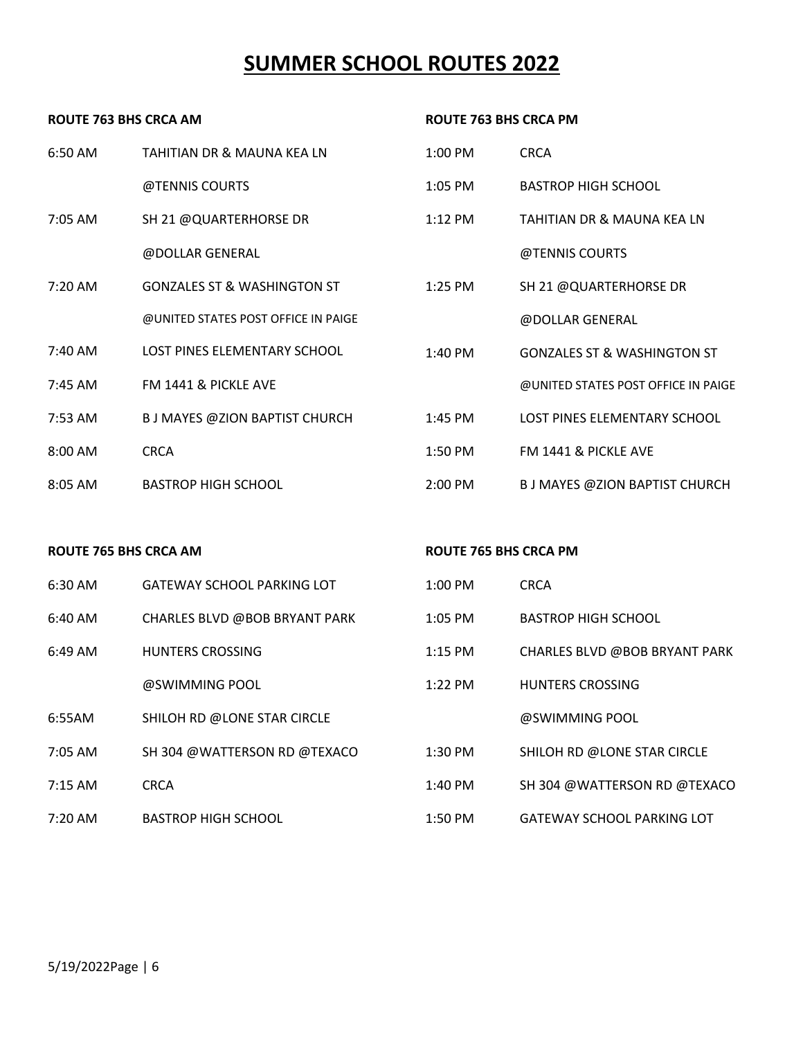# SUMMER SCHOOL ROUTES 2022

**ROUTE 763 BHS CRCA AM**

| | |
|---|---|
| 6:50 AM | TAHITIAN DR & MAUNA KEA LN @TENNIS COURTS |
| 7:05 AM | SH 21 @QUARTERHORSE DR @DOLLAR GENERAL |
| 7:20 AM | GONZALES ST & WASHINGTON ST @UNITED STATES POST OFFICE IN PAIGE |
| 7:40 AM | LOST PINES ELEMENTARY SCHOOL |
| 7:45 AM | FM 1441 & PICKLE AVE |
| 7:53 AM | B J MAYES @ZION BAPTIST CHURCH |
| 8:00 AM | CRCA |
| 8:05 AM | BASTROP HIGH SCHOOL |

**ROUTE 763 BHS CRCA PM**

| | |
|---|---|
| 1:00 PM | CRCA |
| 1:05 PM | BASTROP HIGH SCHOOL |
| 1:12 PM | TAHITIAN DR & MAUNA KEA LN @TENNIS COURTS |
| 1:25 PM | SH 21 @QUARTERHORSE DR @DOLLAR GENERAL |
| 1:40 PM | GONZALES ST & WASHINGTON ST @UNITED STATES POST OFFICE IN PAIGE |
| 1:45 PM | LOST PINES ELEMENTARY SCHOOL |
| 1:50 PM | FM 1441 & PICKLE AVE |
| 2:00 PM | B J MAYES @ZION BAPTIST CHURCH |

**ROUTE 765 BHS CRCA AM**

| | |
|---|---|
| 6:30 AM | GATEWAY SCHOOL PARKING LOT |
| 6:40 AM | CHARLES BLVD @BOB BRYANT PARK |
| 6:49 AM | HUNTERS CROSSING @SWIMMING POOL |
| 6:55AM | SHILOH RD @LONE STAR CIRCLE |
| 7:05 AM | SH 304 @WATTERSON RD @TEXACO |
| 7:15 AM | CRCA |
| 7:20 AM | BASTROP HIGH SCHOOL |

**ROUTE 765 BHS CRCA PM**

| | |
|---|---|
| 1:00 PM | CRCA |
| 1:05 PM | BASTROP HIGH SCHOOL |
| 1:15 PM | CHARLES BLVD @BOB BRYANT PARK |
| 1:22 PM | HUNTERS CROSSING @SWIMMING POOL |
| 1:30 PM | SHILOH RD @LONE STAR CIRCLE |
| 1:40 PM | SH 304 @WATTERSON RD @TEXACO |
| 1:50 PM | GATEWAY SCHOOL PARKING LOT |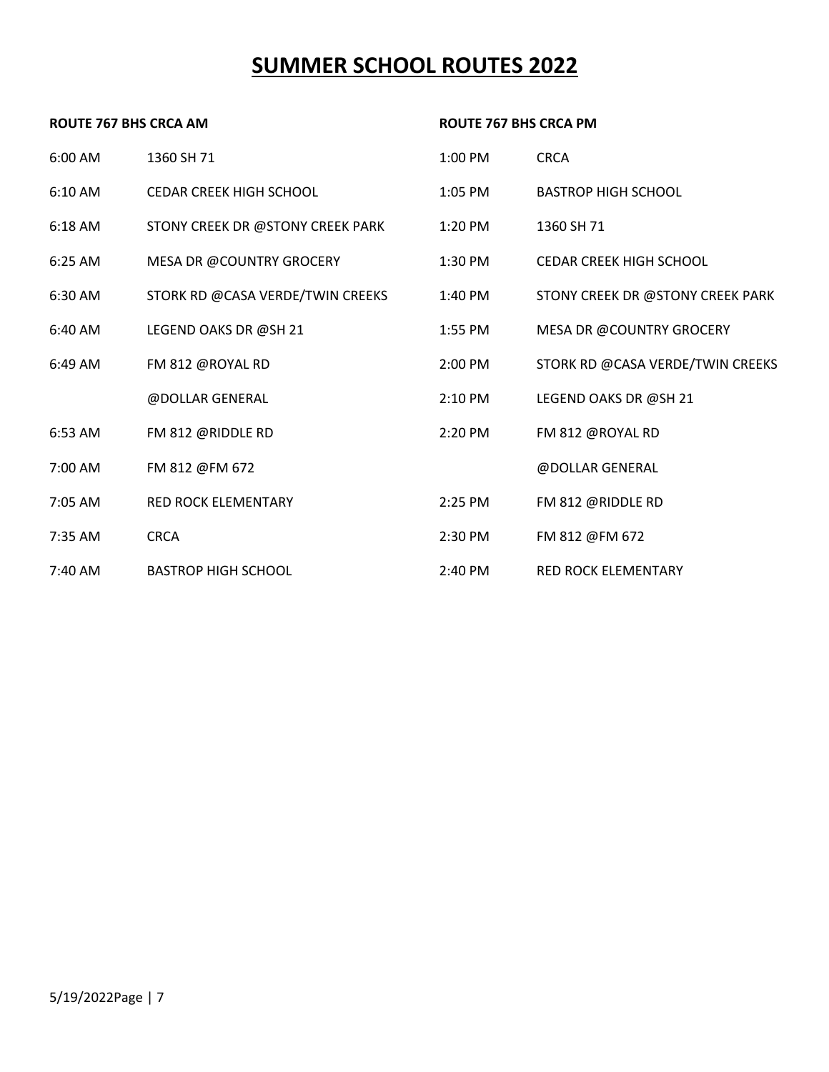# SUMMER SCHOOL ROUTES 2022

**ROUTE 767 BHS CRCA AM**

| | |
|---|---|
| 6:00 AM | 1360 SH 71 |
| 6:10 AM | CEDAR CREEK HIGH SCHOOL |
| 6:18 AM | STONY CREEK DR @STONY CREEK PARK |
| 6:25 AM | MESA DR @COUNTRY GROCERY |
| 6:30 AM | STORK RD @CASA VERDE/TWIN CREEKS |
| 6:40 AM | LEGEND OAKS DR @SH 21 |
| 6:49 AM | FM 812 @ROYAL RD |
| | @DOLLAR GENERAL |
| 6:53 AM | FM 812 @RIDDLE RD |
| 7:00 AM | FM 812 @FM 672 |
| 7:05 AM | RED ROCK ELEMENTARY |
| 7:35 AM | CRCA |
| 7:40 AM | BASTROP HIGH SCHOOL |

**ROUTE 767 BHS CRCA PM**

| | |
|---|---|
| 1:00 PM | CRCA |
| 1:05 PM | BASTROP HIGH SCHOOL |
| 1:20 PM | 1360 SH 71 |
| 1:30 PM | CEDAR CREEK HIGH SCHOOL |
| 1:40 PM | STONY CREEK DR @STONY CREEK PARK |
| 1:55 PM | MESA DR @COUNTRY GROCERY |
| 2:00 PM | STORK RD @CASA VERDE/TWIN CREEKS |
| 2:10 PM | LEGEND OAKS DR @SH 21 |
| 2:20 PM | FM 812 @ROYAL RD |
| | @DOLLAR GENERAL |
| 2:25 PM | FM 812 @RIDDLE RD |
| 2:30 PM | FM 812 @FM 672 |
| 2:40 PM | RED ROCK ELEMENTARY |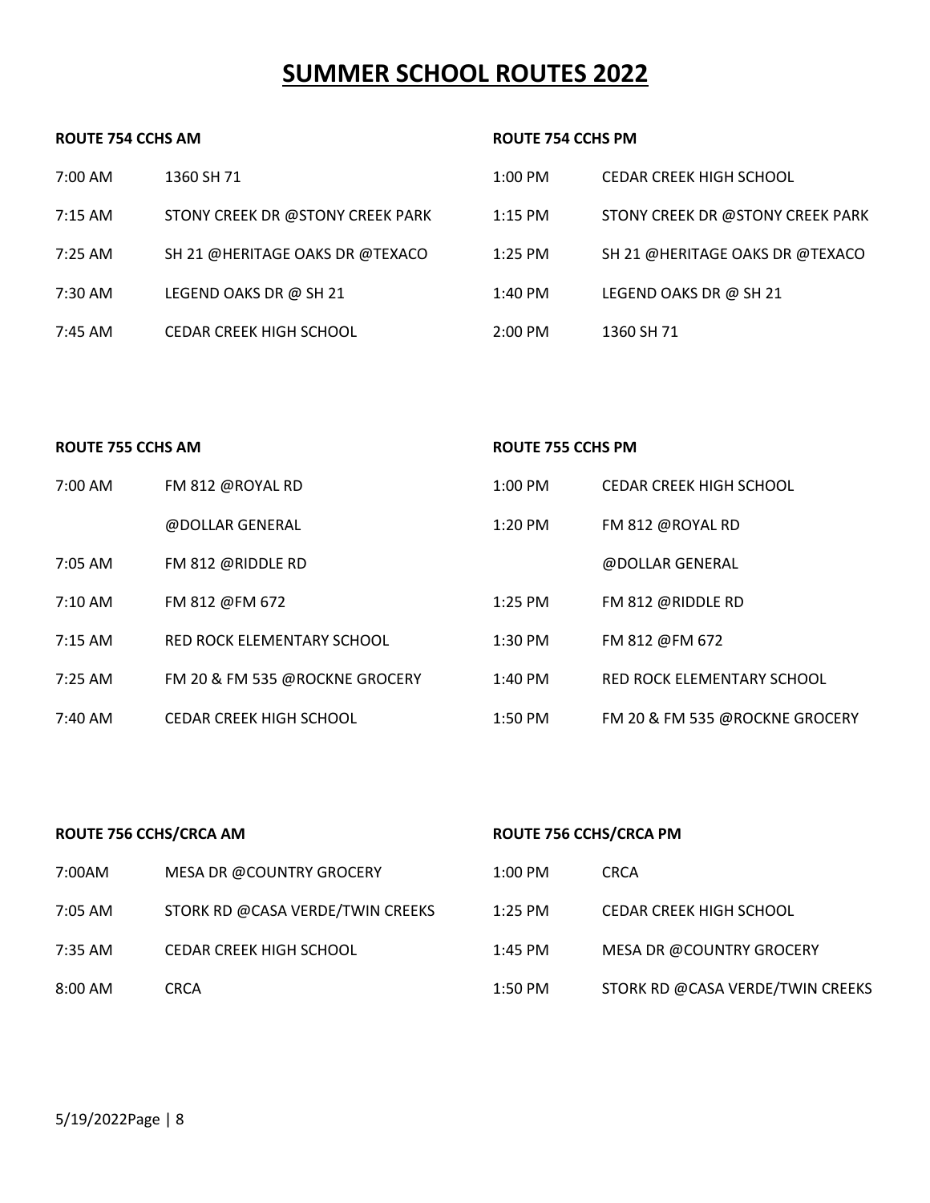# SUMMER SCHOOL ROUTES 2022

**ROUTE 754 CCHS AM**

| | |
|---|---|
| 7:00 AM | 1360 SH 71 |
| 7:15 AM | STONY CREEK DR @STONY CREEK PARK |
| 7:25 AM | SH 21 @HERITAGE OAKS DR @TEXACO |
| 7:30 AM | LEGEND OAKS DR @ SH 21 |
| 7:45 AM | CEDAR CREEK HIGH SCHOOL |

**ROUTE 754 CCHS PM**

| | |
|---|---|
| 1:00 PM | CEDAR CREEK HIGH SCHOOL |
| 1:15 PM | STONY CREEK DR @STONY CREEK PARK |
| 1:25 PM | SH 21 @HERITAGE OAKS DR @TEXACO |
| 1:40 PM | LEGEND OAKS DR @ SH 21 |
| 2:00 PM | 1360 SH 71 |

**ROUTE 755 CCHS AM**

| | |
|---|---|
| 7:00 AM | FM 812 @ROYAL RD @DOLLAR GENERAL |
| 7:05 AM | FM 812 @RIDDLE RD |
| 7:10 AM | FM 812 @FM 672 |
| 7:15 AM | RED ROCK ELEMENTARY SCHOOL |
| 7:25 AM | FM 20 & FM 535 @ROCKNE GROCERY |
| 7:40 AM | CEDAR CREEK HIGH SCHOOL |

**ROUTE 755 CCHS PM**

| | |
|---|---|
| 1:00 PM | CEDAR CREEK HIGH SCHOOL |
| 1:20 PM | FM 812 @ROYAL RD @DOLLAR GENERAL |
| 1:25 PM | FM 812 @RIDDLE RD |
| 1:30 PM | FM 812 @FM 672 |
| 1:40 PM | RED ROCK ELEMENTARY SCHOOL |
| 1:50 PM | FM 20 & FM 535 @ROCKNE GROCERY |

**ROUTE 756 CCHS/CRCA AM**

| | |
|---|---|
| 7:00AM | MESA DR @COUNTRY GROCERY |
| 7:05 AM | STORK RD @CASA VERDE/TWIN CREEKS |
| 7:35 AM | CEDAR CREEK HIGH SCHOOL |
| 8:00 AM | CRCA |

**ROUTE 756 CCHS/CRCA PM**

| | |
|---|---|
| 1:00 PM | CRCA |
| 1:25 PM | CEDAR CREEK HIGH SCHOOL |
| 1:45 PM | MESA DR @COUNTRY GROCERY |
| 1:50 PM | STORK RD @CASA VERDE/TWIN CREEKS |

5/19/2022